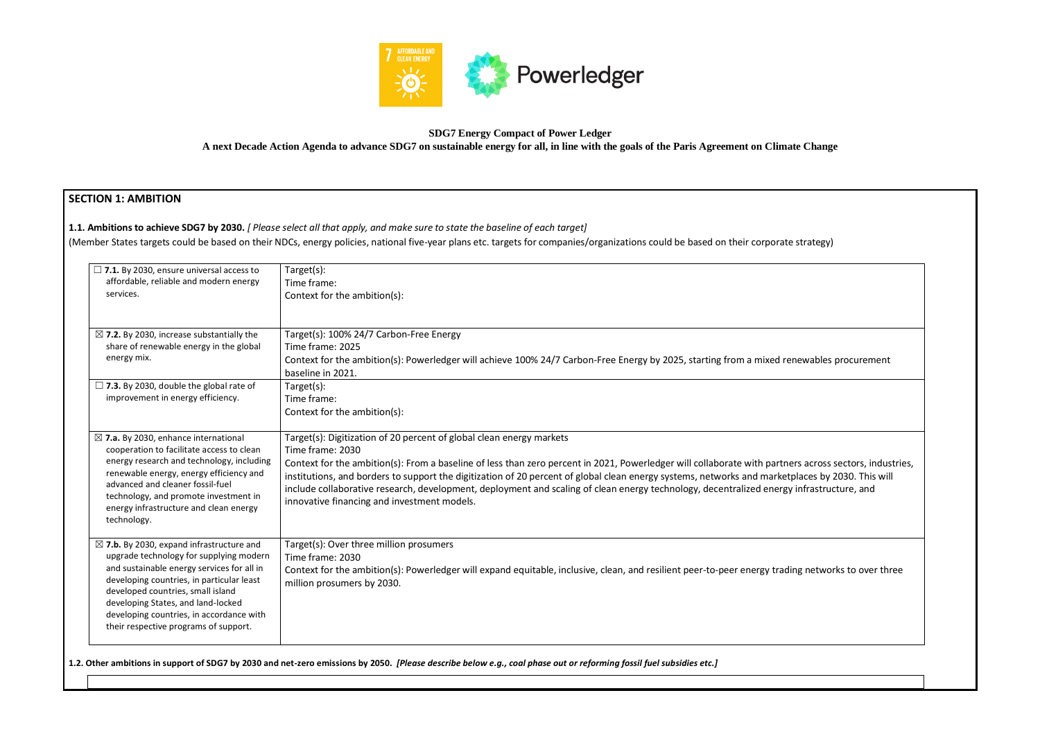**SDG7 Energy Compact of Power Ledger**

**A next Decade Action Agenda to advance SDG7 on sustainable energy for all, in line with the goals of the Paris Agreement on Climate Change**

## SECTION 1: AMBITION

**1.1. Ambitions to achieve SDG7 by 2030.** *[ Please select all that apply, and make sure to state the baseline of each target]*

(Member States targets could be based on their NDCs, energy policies, national five-year plans etc. targets for companies/organizations could be based on their corporate strategy)

| | |
|---|---|
| ☐ **7.1.** By 2030, ensure universal access to affordable, reliable and modern energy services. | Target(s):<br>Time frame:<br>Context for the ambition(s): |
| ☒ **7.2.** By 2030, increase substantially the share of renewable energy in the global energy mix. | Target(s): 100% 24/7 Carbon-Free Energy<br>Time frame: 2025<br>Context for the ambition(s): Powerledger will achieve 100% 24/7 Carbon-Free Energy by 2025, starting from a mixed renewables procurement baseline in 2021. |
| ☐ **7.3.** By 2030, double the global rate of improvement in energy efficiency. | Target(s):<br>Time frame:<br>Context for the ambition(s): |
| ☒ **7.a.** By 2030, enhance international cooperation to facilitate access to clean energy research and technology, including renewable energy, energy efficiency and advanced and cleaner fossil-fuel technology, and promote investment in energy infrastructure and clean energy technology. | Target(s): Digitization of 20 percent of global clean energy markets<br>Time frame: 2030<br>Context for the ambition(s): From a baseline of less than zero percent in 2021, Powerledger will collaborate with partners across sectors, industries, institutions, and borders to support the digitization of 20 percent of global clean energy systems, networks and marketplaces by 2030. This will include collaborative research, development, deployment and scaling of clean energy technology, decentralized energy infrastructure, and innovative financing and investment models. |
| ☒ **7.b.** By 2030, expand infrastructure and upgrade technology for supplying modern and sustainable energy services for all in developing countries, in particular least developed countries, small island developing States, and land-locked developing countries, in accordance with their respective programs of support. | Target(s): Over three million prosumers<br>Time frame: 2030<br>Context for the ambition(s): Powerledger will expand equitable, inclusive, clean, and resilient peer-to-peer energy trading networks to over three million prosumers by 2030. |

**1.2. Other ambitions in support of SDG7 by 2030 and net-zero emissions by 2050.** ***[Please describe below e.g., coal phase out or reforming fossil fuel subsidies etc.]***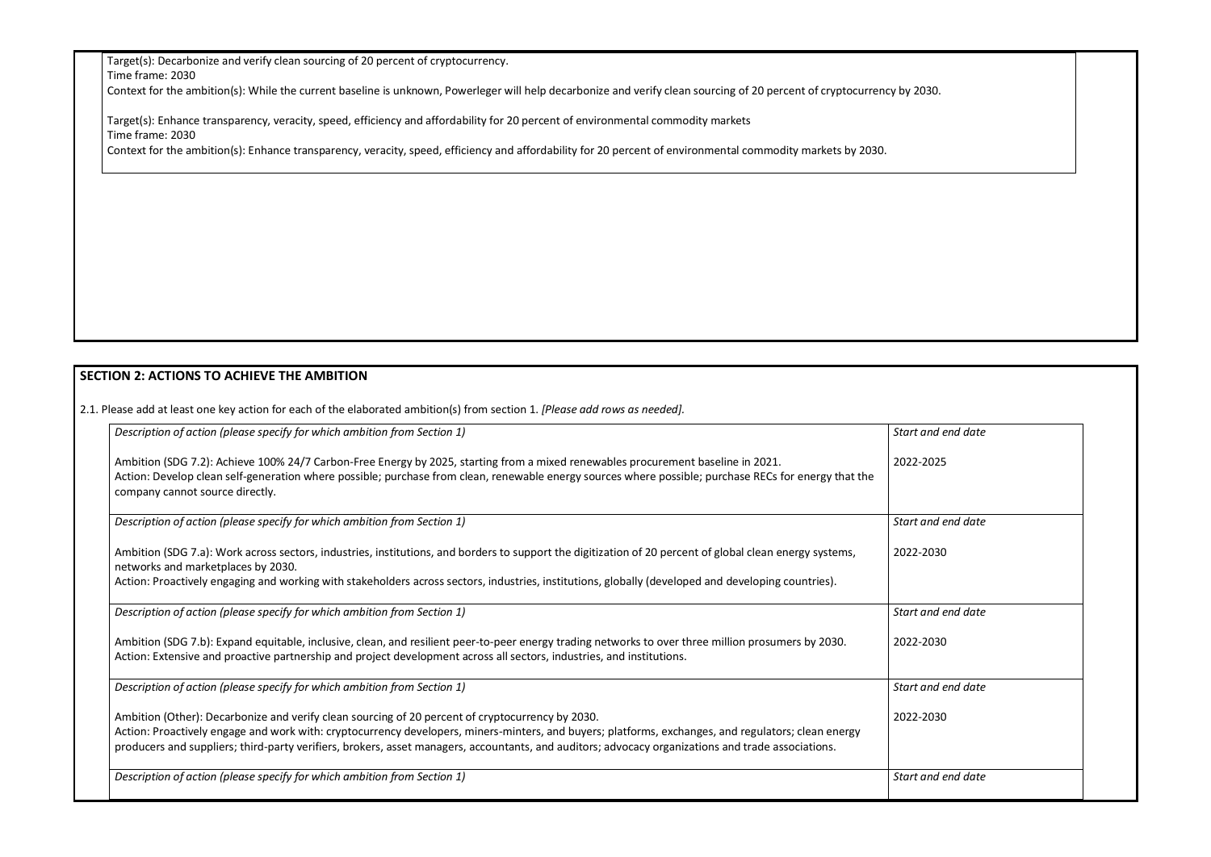Target(s): Decarbonize and verify clean sourcing of 20 percent of cryptocurrency.
Time frame: 2030
Context for the ambition(s): While the current baseline is unknown, Powerleger will help decarbonize and verify clean sourcing of 20 percent of cryptocurrency by 2030.

Target(s): Enhance transparency, veracity, speed, efficiency and affordability for 20 percent of environmental commodity markets
Time frame: 2030
Context for the ambition(s): Enhance transparency, veracity, speed, efficiency and affordability for 20 percent of environmental commodity markets by 2030.

## SECTION 2: ACTIONS TO ACHIEVE THE AMBITION

2.1. Please add at least one key action for each of the elaborated ambition(s) from section 1. *[Please add rows as needed].*

| *Description of action (please specify for which ambition from Section 1)* | *Start and end date* |
|---|---|
| Ambition (SDG 7.2): Achieve 100% 24/7 Carbon-Free Energy by 2025, starting from a mixed renewables procurement baseline in 2021.<br>Action: Develop clean self-generation where possible; purchase from clean, renewable energy sources where possible; purchase RECs for energy that the company cannot source directly. | 2022-2025 |
| *Description of action (please specify for which ambition from Section 1)* | *Start and end date* |
| Ambition (SDG 7.a): Work across sectors, industries, institutions, and borders to support the digitization of 20 percent of global clean energy systems, networks and marketplaces by 2030.<br>Action: Proactively engaging and working with stakeholders across sectors, industries, institutions, globally (developed and developing countries). | 2022-2030 |
| *Description of action (please specify for which ambition from Section 1)* | *Start and end date* |
| Ambition (SDG 7.b): Expand equitable, inclusive, clean, and resilient peer-to-peer energy trading networks to over three million prosumers by 2030.<br>Action: Extensive and proactive partnership and project development across all sectors, industries, and institutions. | 2022-2030 |
| *Description of action (please specify for which ambition from Section 1)* | *Start and end date* |
| Ambition (Other): Decarbonize and verify clean sourcing of 20 percent of cryptocurrency by 2030.<br>Action: Proactively engage and work with: cryptocurrency developers, miners-minters, and buyers; platforms, exchanges, and regulators; clean energy producers and suppliers; third-party verifiers, brokers, asset managers, accountants, and auditors; advocacy organizations and trade associations. | 2022-2030 |
| *Description of action (please specify for which ambition from Section 1)* | *Start and end date* |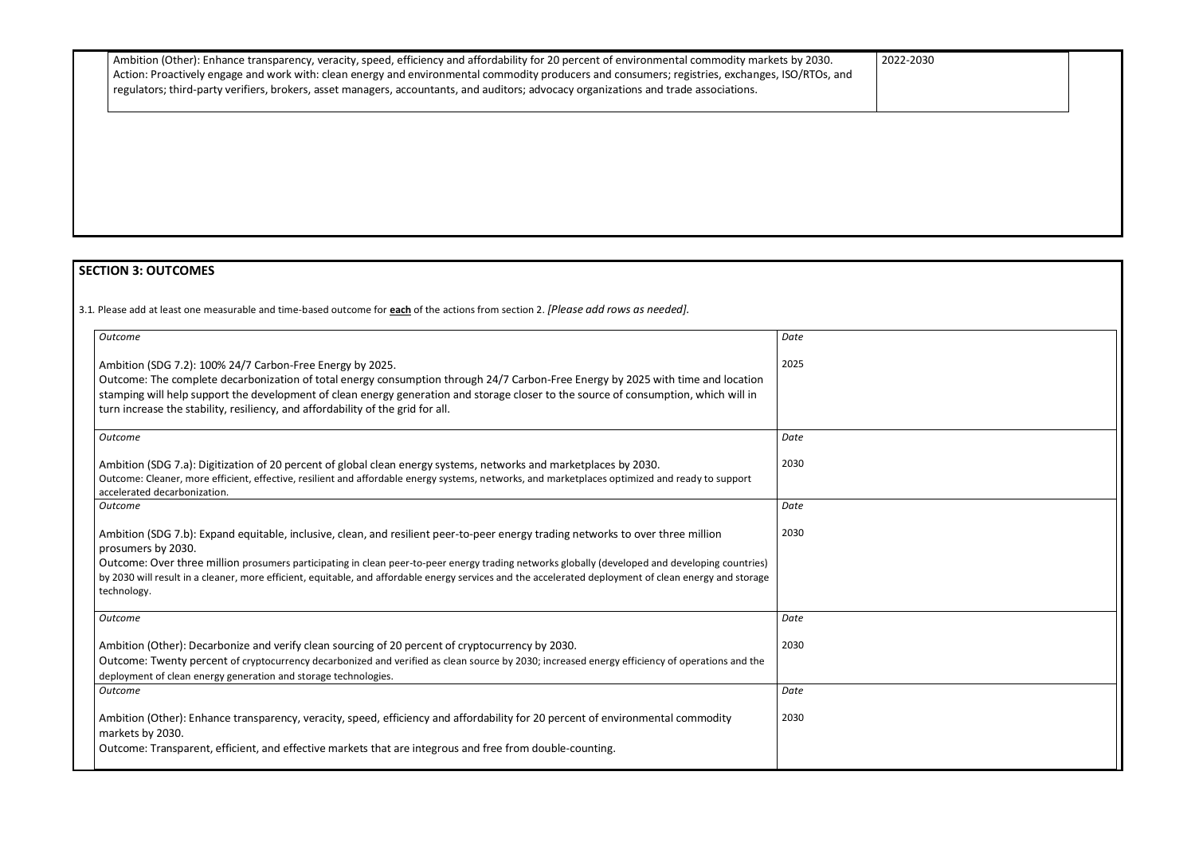| | |
|---|---|
| Ambition (Other): Enhance transparency, veracity, speed, efficiency and affordability for 20 percent of environmental commodity markets by 2030.<br>Action: Proactively engage and work with: clean energy and environmental commodity producers and consumers; registries, exchanges, ISO/RTOs, and regulators; third-party verifiers, brokers, asset managers, accountants, and auditors; advocacy organizations and trade associations. | 2022-2030 |

**SECTION 3: OUTCOMES**

3.1. Please add at least one measurable and time-based outcome for **each** of the actions from section 2. *[Please add rows as needed].*

| *Outcome* | *Date* |
|---|---|
| Ambition (SDG 7.2): 100% 24/7 Carbon-Free Energy by 2025.<br>Outcome: The complete decarbonization of total energy consumption through 24/7 Carbon-Free Energy by 2025 with time and location stamping will help support the development of clean energy generation and storage closer to the source of consumption, which will in turn increase the stability, resiliency, and affordability of the grid for all. | 2025 |
| *Outcome* | *Date* |
| Ambition (SDG 7.a): Digitization of 20 percent of global clean energy systems, networks and marketplaces by 2030.<br>Outcome: Cleaner, more efficient, effective, resilient and affordable energy systems, networks, and marketplaces optimized and ready to support accelerated decarbonization. | 2030 |
| *Outcome* | *Date* |
| Ambition (SDG 7.b): Expand equitable, inclusive, clean, and resilient peer-to-peer energy trading networks to over three million prosumers by 2030.<br>Outcome: Over three million prosumers participating in clean peer-to-peer energy trading networks globally (developed and developing countries) by 2030 will result in a cleaner, more efficient, equitable, and affordable energy services and the accelerated deployment of clean energy and storage technology. | 2030 |
| *Outcome* | *Date* |
| Ambition (Other): Decarbonize and verify clean sourcing of 20 percent of cryptocurrency by 2030.<br>Outcome: Twenty percent of cryptocurrency decarbonized and verified as clean source by 2030; increased energy efficiency of operations and the deployment of clean energy generation and storage technologies. | 2030 |
| *Outcome* | *Date* |
| Ambition (Other): Enhance transparency, veracity, speed, efficiency and affordability for 20 percent of environmental commodity markets by 2030.<br>Outcome: Transparent, efficient, and effective markets that are integrous and free from double-counting. | 2030 |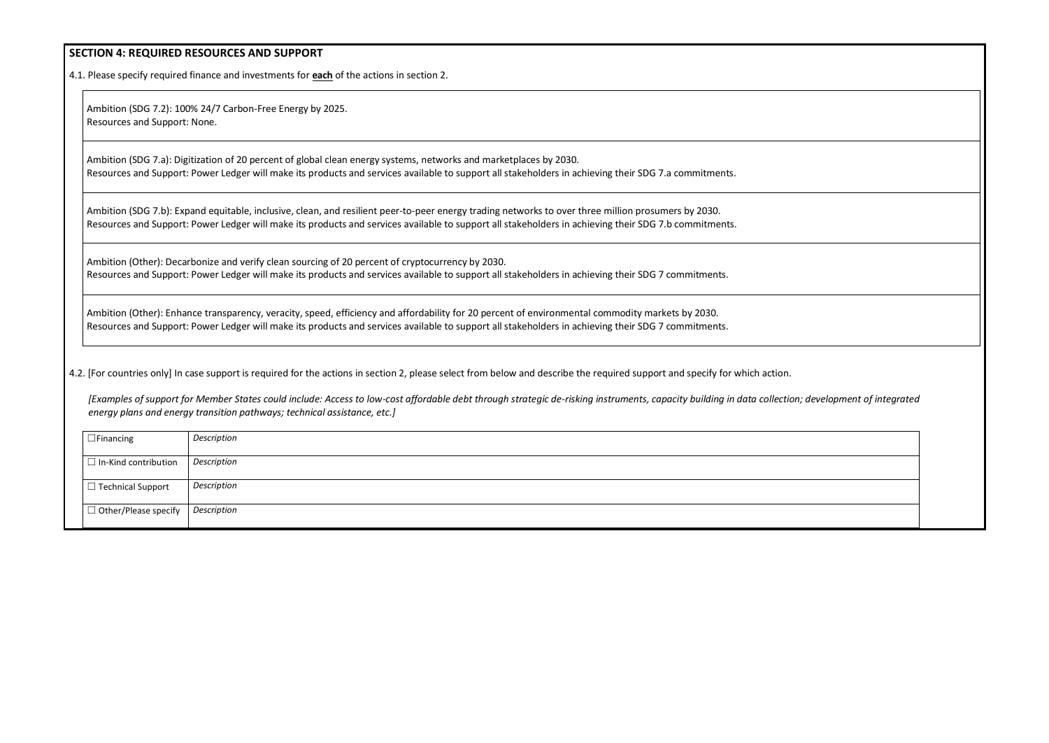## SECTION 4: REQUIRED RESOURCES AND SUPPORT

4.1. Please specify required finance and investments for **each** of the actions in section 2.

Ambition (SDG 7.2): 100% 24/7 Carbon-Free Energy by 2025.
Resources and Support: None.

Ambition (SDG 7.a): Digitization of 20 percent of global clean energy systems, networks and marketplaces by 2030.
Resources and Support: Power Ledger will make its products and services available to support all stakeholders in achieving their SDG 7.a commitments.

Ambition (SDG 7.b): Expand equitable, inclusive, clean, and resilient peer-to-peer energy trading networks to over three million prosumers by 2030.
Resources and Support: Power Ledger will make its products and services available to support all stakeholders in achieving their SDG 7.b commitments.

Ambition (Other): Decarbonize and verify clean sourcing of 20 percent of cryptocurrency by 2030.
Resources and Support: Power Ledger will make its products and services available to support all stakeholders in achieving their SDG 7 commitments.

Ambition (Other): Enhance transparency, veracity, speed, efficiency and affordability for 20 percent of environmental commodity markets by 2030.
Resources and Support: Power Ledger will make its products and services available to support all stakeholders in achieving their SDG 7 commitments.

4.2. [For countries only] In case support is required for the actions in section 2, please select from below and describe the required support and specify for which action.

*[Examples of support for Member States could include: Access to low-cost affordable debt through strategic de-risking instruments, capacity building in data collection; development of integrated energy plans and energy transition pathways; technical assistance, etc.]*

| | |
|---|---|
| ☐ Financing | *Description* |
| ☐ In-Kind contribution | *Description* |
| ☐ Technical Support | *Description* |
| ☐ Other/Please specify | *Description* |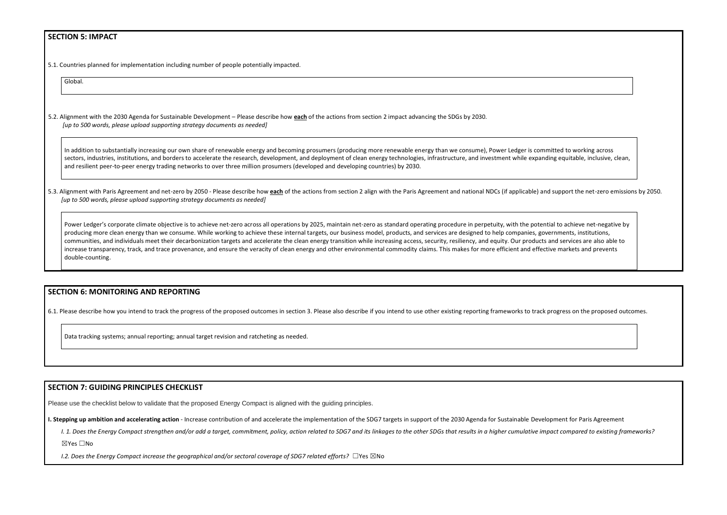## SECTION 5: IMPACT

5.1. Countries planned for implementation including number of people potentially impacted.

Global.

5.2. Alignment with the 2030 Agenda for Sustainable Development – Please describe how **each** of the actions from section 2 impact advancing the SDGs by 2030.
*[up to 500 words, please upload supporting strategy documents as needed]*

In addition to substantially increasing our own share of renewable energy and becoming prosumers (producing more renewable energy than we consume), Power Ledger is committed to working across sectors, industries, institutions, and borders to accelerate the research, development, and deployment of clean energy technologies, infrastructure, and investment while expanding equitable, inclusive, clean, and resilient peer-to-peer energy trading networks to over three million prosumers (developed and developing countries) by 2030.

5.3. Alignment with Paris Agreement and net-zero by 2050 - Please describe how **each** of the actions from section 2 align with the Paris Agreement and national NDCs (if applicable) and support the net-zero emissions by 2050.
*[up to 500 words, please upload supporting strategy documents as needed]*

Power Ledger's corporate climate objective is to achieve net-zero across all operations by 2025, maintain net-zero as standard operating procedure in perpetuity, with the potential to achieve net-negative by producing more clean energy than we consume. While working to achieve these internal targets, our business model, products, and services are designed to help companies, governments, institutions, communities, and individuals meet their decarbonization targets and accelerate the clean energy transition while increasing access, security, resiliency, and equity. Our products and services are also able to increase transparency, track, and trace provenance, and ensure the veracity of clean energy and other environmental commodity claims. This makes for more efficient and effective markets and prevents double-counting.

## SECTION 6: MONITORING AND REPORTING

6.1. Please describe how you intend to track the progress of the proposed outcomes in section 3. Please also describe if you intend to use other existing reporting frameworks to track progress on the proposed outcomes.

Data tracking systems; annual reporting; annual target revision and ratcheting as needed.

## SECTION 7: GUIDING PRINCIPLES CHECKLIST

Please use the checklist below to validate that the proposed Energy Compact is aligned with the guiding principles.

**I. Stepping up ambition and accelerating action** - Increase contribution of and accelerate the implementation of the SDG7 targets in support of the 2030 Agenda for Sustainable Development for Paris Agreement

*I. 1. Does the Energy Compact strengthen and/or add a target, commitment, policy, action related to SDG7 and its linkages to the other SDGs that results in a higher cumulative impact compared to existing frameworks?*

☒Yes ☐No

*I.2. Does the Energy Compact increase the geographical and/or sectoral coverage of SDG7 related efforts?* ☐Yes ☒No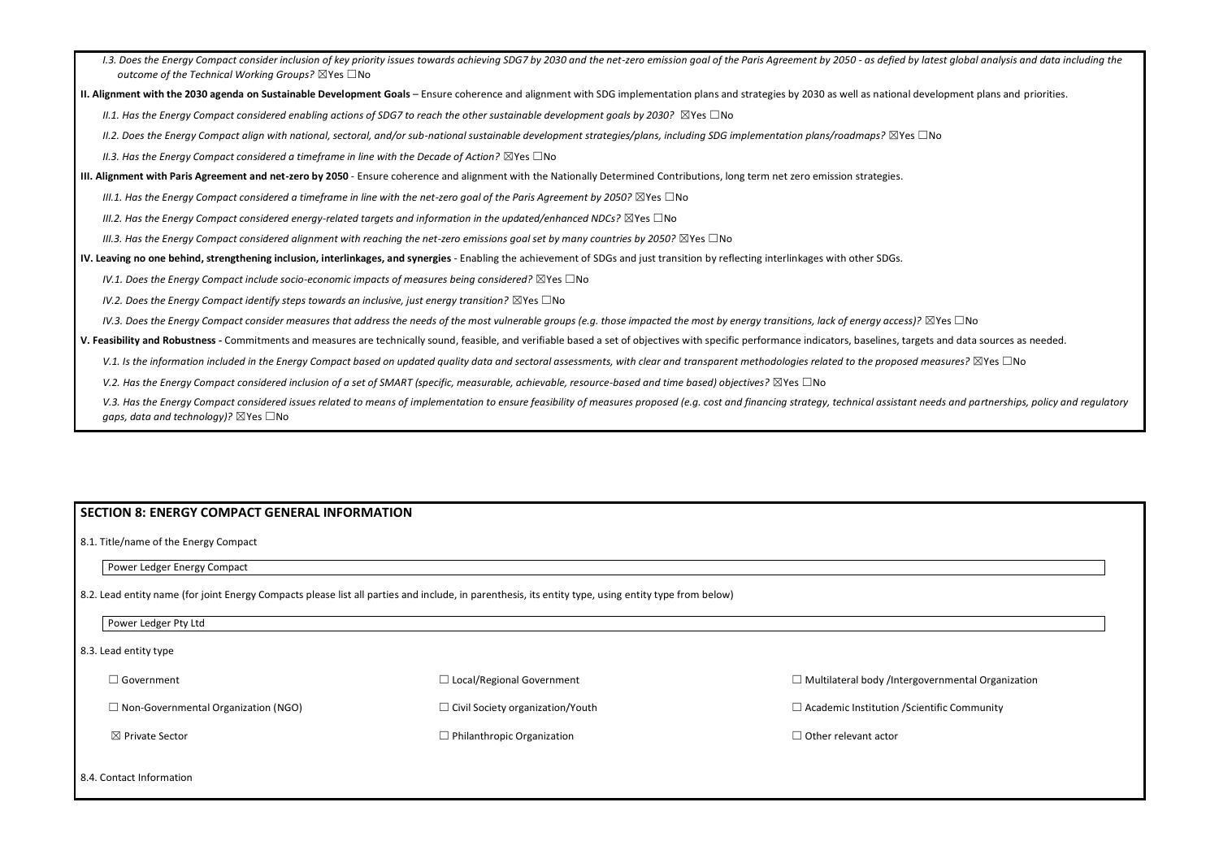*I.3. Does the Energy Compact consider inclusion of key priority issues towards achieving SDG7 by 2030 and the net-zero emission goal of the Paris Agreement by 2050 - as defied by latest global analysis and data including the outcome of the Technical Working Groups?* ☒Yes ☐No

**II. Alignment with the 2030 agenda on Sustainable Development Goals** – Ensure coherence and alignment with SDG implementation plans and strategies by 2030 as well as national development plans and priorities.

*II.1. Has the Energy Compact considered enabling actions of SDG7 to reach the other sustainable development goals by 2030?* ☒Yes ☐No

*II.2. Does the Energy Compact align with national, sectoral, and/or sub-national sustainable development strategies/plans, including SDG implementation plans/roadmaps?* ☒Yes ☐No

*II.3. Has the Energy Compact considered a timeframe in line with the Decade of Action?* ☒Yes ☐No

**III. Alignment with Paris Agreement and net-zero by 2050** - Ensure coherence and alignment with the Nationally Determined Contributions, long term net zero emission strategies.

*III.1. Has the Energy Compact considered a timeframe in line with the net-zero goal of the Paris Agreement by 2050?* ☒Yes ☐No

*III.2. Has the Energy Compact considered energy-related targets and information in the updated/enhanced NDCs?* ☒Yes ☐No

*III.3. Has the Energy Compact considered alignment with reaching the net-zero emissions goal set by many countries by 2050?* ☒Yes ☐No

**IV. Leaving no one behind, strengthening inclusion, interlinkages, and synergies** - Enabling the achievement of SDGs and just transition by reflecting interlinkages with other SDGs.

*IV.1. Does the Energy Compact include socio-economic impacts of measures being considered?* ☒Yes ☐No

*IV.2. Does the Energy Compact identify steps towards an inclusive, just energy transition?* ☒Yes ☐No

*IV.3. Does the Energy Compact consider measures that address the needs of the most vulnerable groups (e.g. those impacted the most by energy transitions, lack of energy access)?* ☒Yes ☐No

**V. Feasibility and Robustness -** Commitments and measures are technically sound, feasible, and verifiable based a set of objectives with specific performance indicators, baselines, targets and data sources as needed.

*V.1. Is the information included in the Energy Compact based on updated quality data and sectoral assessments, with clear and transparent methodologies related to the proposed measures?* ☒Yes ☐No

*V.2. Has the Energy Compact considered inclusion of a set of SMART (specific, measurable, achievable, resource-based and time based) objectives?* ☒Yes ☐No

*V.3. Has the Energy Compact considered issues related to means of implementation to ensure feasibility of measures proposed (e.g. cost and financing strategy, technical assistant needs and partnerships, policy and regulatory gaps, data and technology)?* ☒Yes ☐No

## SECTION 8: ENERGY COMPACT GENERAL INFORMATION

8.1. Title/name of the Energy Compact

Power Ledger Energy Compact

8.2. Lead entity name (for joint Energy Compacts please list all parties and include, in parenthesis, its entity type, using entity type from below)

Power Ledger Pty Ltd

8.3. Lead entity type

| | | |
|---|---|---|
| ☐ Government | ☐ Local/Regional Government | ☐ Multilateral body /Intergovernmental Organization |
| ☐ Non-Governmental Organization (NGO) | ☐ Civil Society organization/Youth | ☐ Academic Institution /Scientific Community |
| ☒ Private Sector | ☐ Philanthropic Organization | ☐ Other relevant actor |

8.4. Contact Information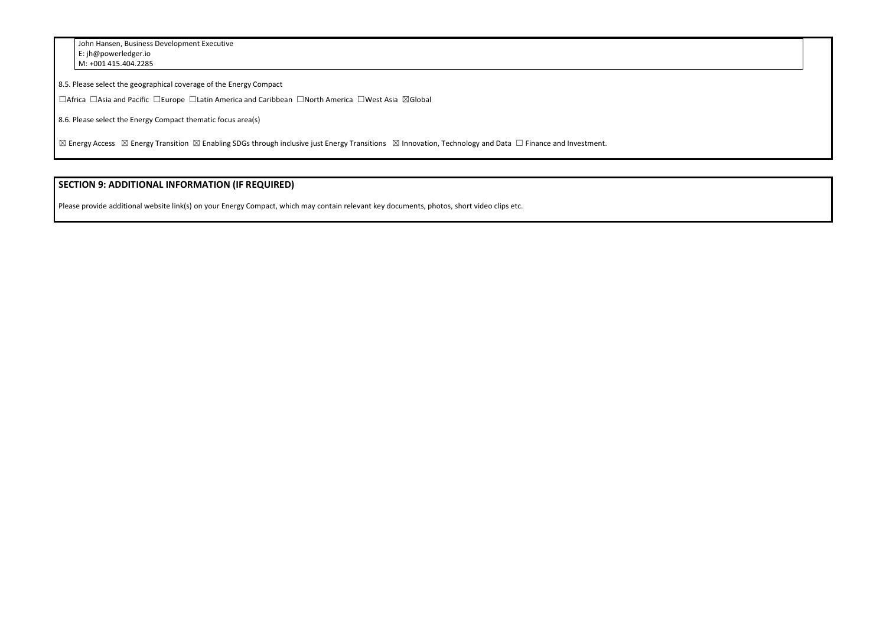John Hansen, Business Development Executive
E: jh@powerledger.io
M: +001 415.404.2285

8.5. Please select the geographical coverage of the Energy Compact

☐Africa ☐Asia and Pacific ☐Europe ☐Latin America and Caribbean ☐North America ☐West Asia ☒Global

8.6. Please select the Energy Compact thematic focus area(s)

☒ Energy Access ☒ Energy Transition ☒ Enabling SDGs through inclusive just Energy Transitions ☒ Innovation, Technology and Data ☐ Finance and Investment.

## SECTION 9: ADDITIONAL INFORMATION (IF REQUIRED)

Please provide additional website link(s) on your Energy Compact, which may contain relevant key documents, photos, short video clips etc.